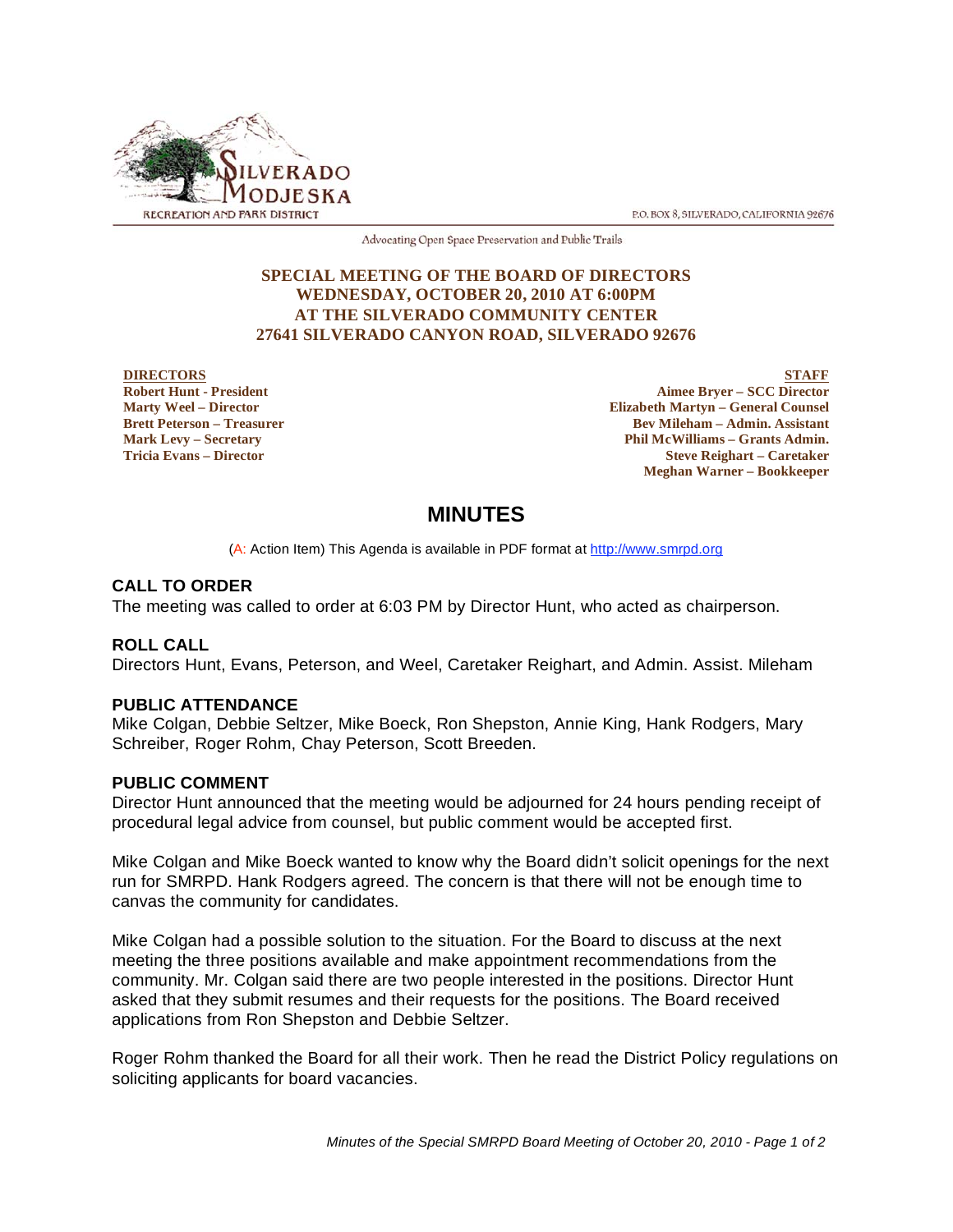SILVERADO MODJESKA RECREATION AND PARK DISTRICT

P.O. BOX 8, SILVERADO, CALIFORNIA 92676

Advocating Open Space Preservation and Public Trails

**SPECIAL MEETING OF THE BOARD OF DIRECTORS**
**WEDNESDAY, OCTOBER 20, 2010 AT 6:00PM**
**AT THE SILVERADO COMMUNITY CENTER**
**27641 SILVERADO CANYON ROAD, SILVERADO 92676**

**DIRECTORS**
**Robert Hunt - President**
**Marty Weel – Director**
**Brett Peterson – Treasurer**
**Mark Levy – Secretary**
**Tricia Evans – Director**

**STAFF**
**Aimee Bryer – SCC Director**
**Elizabeth Martyn – General Counsel**
**Bev Mileham – Admin. Assistant**
**Phil McWilliams – Grants Admin.**
**Steve Reighart – Caretaker**
**Meghan Warner – Bookkeeper**

# MINUTES

(A: Action Item) This Agenda is available in PDF format at http://www.smrpd.org

## CALL TO ORDER

The meeting was called to order at 6:03 PM by Director Hunt, who acted as chairperson.

## ROLL CALL

Directors Hunt, Evans, Peterson, and Weel, Caretaker Reighart, and Admin. Assist. Mileham

## PUBLIC ATTENDANCE

Mike Colgan, Debbie Seltzer, Mike Boeck, Ron Shepston, Annie King, Hank Rodgers, Mary Schreiber, Roger Rohm, Chay Peterson, Scott Breeden.

## PUBLIC COMMENT

Director Hunt announced that the meeting would be adjourned for 24 hours pending receipt of procedural legal advice from counsel, but public comment would be accepted first.

Mike Colgan and Mike Boeck wanted to know why the Board didn't solicit openings for the next run for SMRPD. Hank Rodgers agreed. The concern is that there will not be enough time to canvas the community for candidates.

Mike Colgan had a possible solution to the situation. For the Board to discuss at the next meeting the three positions available and make appointment recommendations from the community. Mr. Colgan said there are two people interested in the positions. Director Hunt asked that they submit resumes and their requests for the positions. The Board received applications from Ron Shepston and Debbie Seltzer.

Roger Rohm thanked the Board for all their work. Then he read the District Policy regulations on soliciting applicants for board vacancies.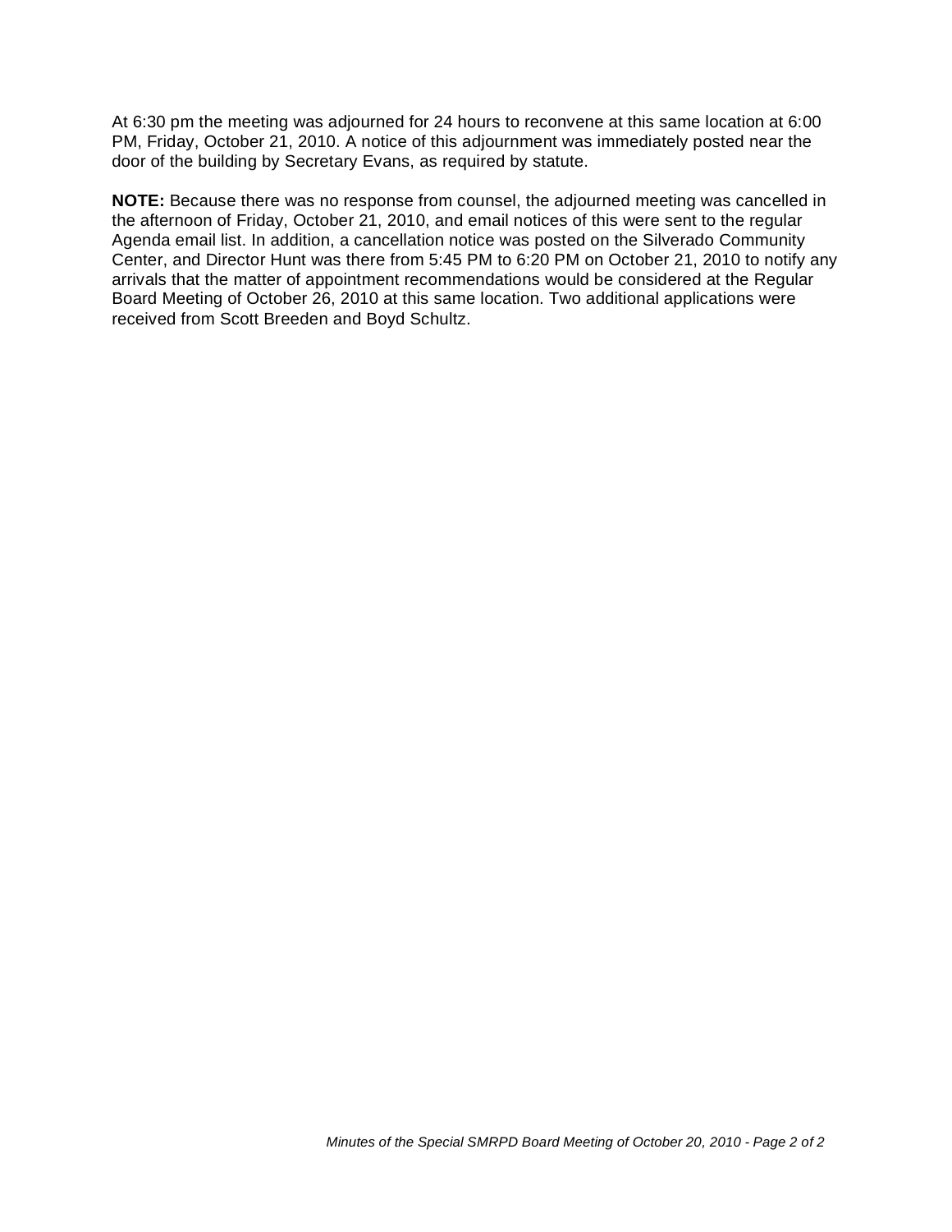At 6:30 pm the meeting was adjourned for 24 hours to reconvene at this same location at 6:00 PM, Friday, October 21, 2010. A notice of this adjournment was immediately posted near the door of the building by Secretary Evans, as required by statute.

**NOTE:** Because there was no response from counsel, the adjourned meeting was cancelled in the afternoon of Friday, October 21, 2010, and email notices of this were sent to the regular Agenda email list. In addition, a cancellation notice was posted on the Silverado Community Center, and Director Hunt was there from 5:45 PM to 6:20 PM on October 21, 2010 to notify any arrivals that the matter of appointment recommendations would be considered at the Regular Board Meeting of October 26, 2010 at this same location. Two additional applications were received from Scott Breeden and Boyd Schultz.